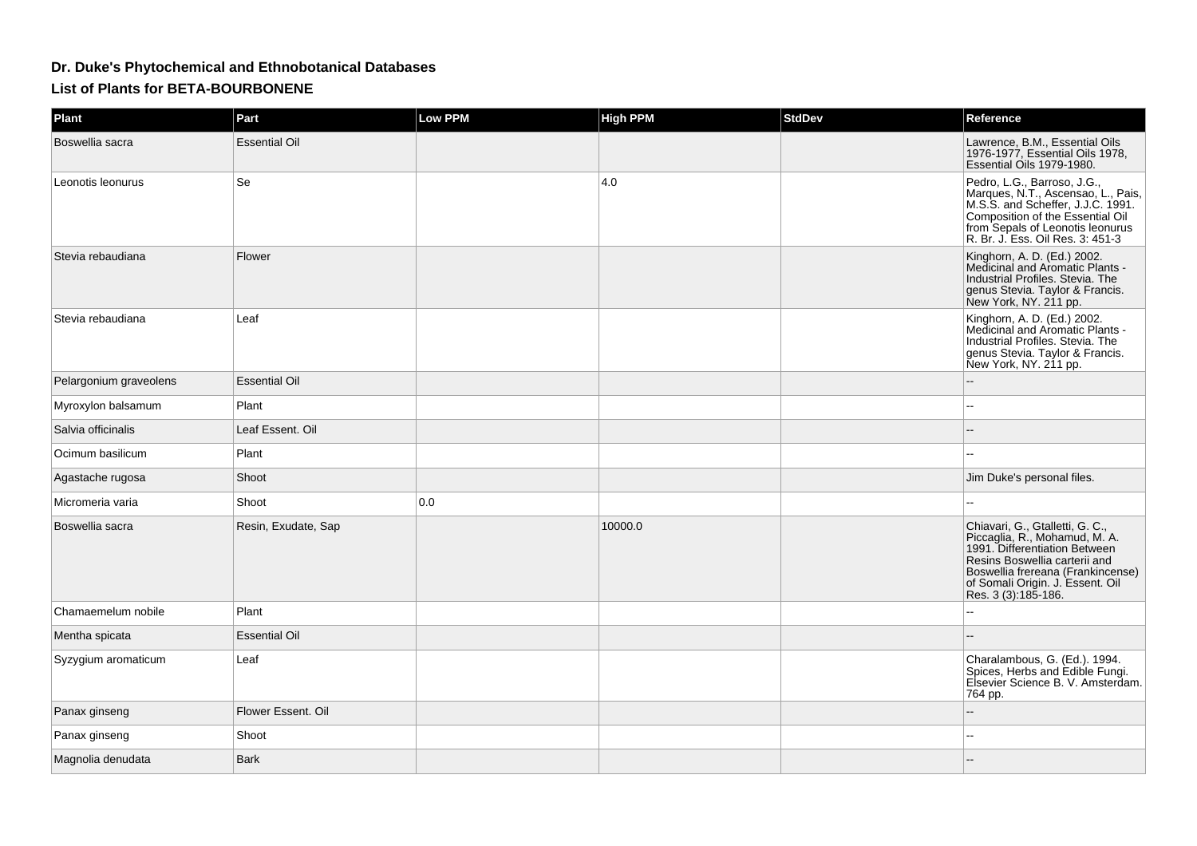# Dr. Duke's Phytochemical and Ethnobotanical Databases

## List of Plants for BETA-BOURBONENE

| Plant | Part | Low PPM | High PPM | StdDev | Reference |
|---|---|---|---|---|---|
| Boswellia sacra | Essential Oil | | | | Lawrence, B.M., Essential Oils 1976-1977, Essential Oils 1978, Essential Oils 1979-1980. |
| Leonotis leonurus | Se | | 4.0 | | Pedro, L.G., Barroso, J.G., Marques, N.T., Ascensao, L., Pais, M.S.S. and Scheffer, J.J.C. 1991. Composition of the Essential Oil from Sepals of Leonotis leonurus R. Br. J. Ess. Oil Res. 3: 451-3 |
| Stevia rebaudiana | Flower | | | | Kinghorn, A. D. (Ed.) 2002. Medicinal and Aromatic Plants - Industrial Profiles. Stevia. The genus Stevia. Taylor & Francis. New York, NY. 211 pp. |
| Stevia rebaudiana | Leaf | | | | Kinghorn, A. D. (Ed.) 2002. Medicinal and Aromatic Plants - Industrial Profiles. Stevia. The genus Stevia. Taylor & Francis. New York, NY. 211 pp. |
| Pelargonium graveolens | Essential Oil | | | | -- |
| Myroxylon balsamum | Plant | | | | -- |
| Salvia officinalis | Leaf Essent. Oil | | | | -- |
| Ocimum basilicum | Plant | | | | -- |
| Agastache rugosa | Shoot | | | | Jim Duke's personal files. |
| Micromeria varia | Shoot | 0.0 | | | -- |
| Boswellia sacra | Resin, Exudate, Sap | | 10000.0 | | Chiavari, G., Gtalletti, G. C., Piccaglia, R., Mohamud, M. A. 1991. Differentiation Between Resins Boswellia carterii and Boswellia frereana (Frankincense) of Somali Origin. J. Essent. Oil Res. 3 (3):185-186. |
| Chamaemelum nobile | Plant | | | | -- |
| Mentha spicata | Essential Oil | | | | -- |
| Syzygium aromaticum | Leaf | | | | Charalambous, G. (Ed.). 1994. Spices, Herbs and Edible Fungi. Elsevier Science B. V. Amsterdam. 764 pp. |
| Panax ginseng | Flower Essent. Oil | | | | -- |
| Panax ginseng | Shoot | | | | -- |
| Magnolia denudata | Bark | | | | -- |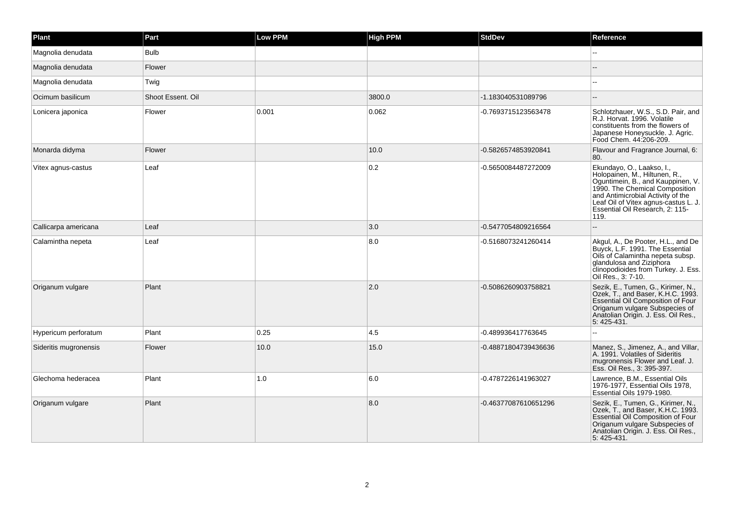| Plant | Part | Low PPM | High PPM | StdDev | Reference |
| --- | --- | --- | --- | --- | --- |
| Magnolia denudata | Bulb | | | | -- |
| Magnolia denudata | Flower | | | | -- |
| Magnolia denudata | Twig | | | | -- |
| Ocimum basilicum | Shoot Essent. Oil | | 3800.0 | -1.183040531089796 | -- |
| Lonicera japonica | Flower | 0.001 | 0.062 | -0.7693715123563478 | Schlotzhauer, W.S., S.D. Pair, and R.J. Horvat. 1996. Volatile constituents from the flowers of Japanese Honeysuckle. J. Agric. Food Chem. 44:206-209. |
| Monarda didyma | Flower | | 10.0 | -0.5826574853920841 | Flavour and Fragrance Journal, 6: 80. |
| Vitex agnus-castus | Leaf | | 0.2 | -0.5650084487272009 | Ekundayo, O., Laakso, I., Holopainen, M., Hiltunen, R., Oguntimein, B., and Kauppinen, V. 1990. The Chemical Composition and Antimicrobial Activity of the Leaf Oil of Vitex agnus-castus L. J. Essential Oil Research, 2: 115-119. |
| Callicarpa americana | Leaf | | 3.0 | -0.5477054809216564 | -- |
| Calamintha nepeta | Leaf | | 8.0 | -0.5168073241260414 | Akgul, A., De Pooter, H.L., and De Buyck, L.F. 1991. The Essential Oils of Calamintha nepeta subsp. glandulosa and Ziziphora clinopodioides from Turkey. J. Ess. Oil Res., 3: 7-10. |
| Origanum vulgare | Plant | | 2.0 | -0.5086260903758821 | Sezik, E., Tumen, G., Kirimer, N., Ozek, T., and Baser, K.H.C. 1993. Essential Oil Composition of Four Origanum vulgare Subspecies of Anatolian Origin. J. Ess. Oil Res., 5: 425-431. |
| Hypericum perforatum | Plant | 0.25 | 4.5 | -0.489936417763645 | -- |
| Sideritis mugronensis | Flower | 10.0 | 15.0 | -0.48871804739436636 | Manez, S., Jimenez, A., and Villar, A. 1991. Volatiles of Sideritis mugronensis Flower and Leaf. J. Ess. Oil Res., 3: 395-397. |
| Glechoma hederacea | Plant | 1.0 | 6.0 | -0.4787226141963027 | Lawrence, B.M., Essential Oils 1976-1977, Essential Oils 1978, Essential Oils 1979-1980. |
| Origanum vulgare | Plant | | 8.0 | -0.46377087610651296 | Sezik, E., Tumen, G., Kirimer, N., Ozek, T., and Baser, K.H.C. 1993. Essential Oil Composition of Four Origanum vulgare Subspecies of Anatolian Origin. J. Ess. Oil Res., 5: 425-431. |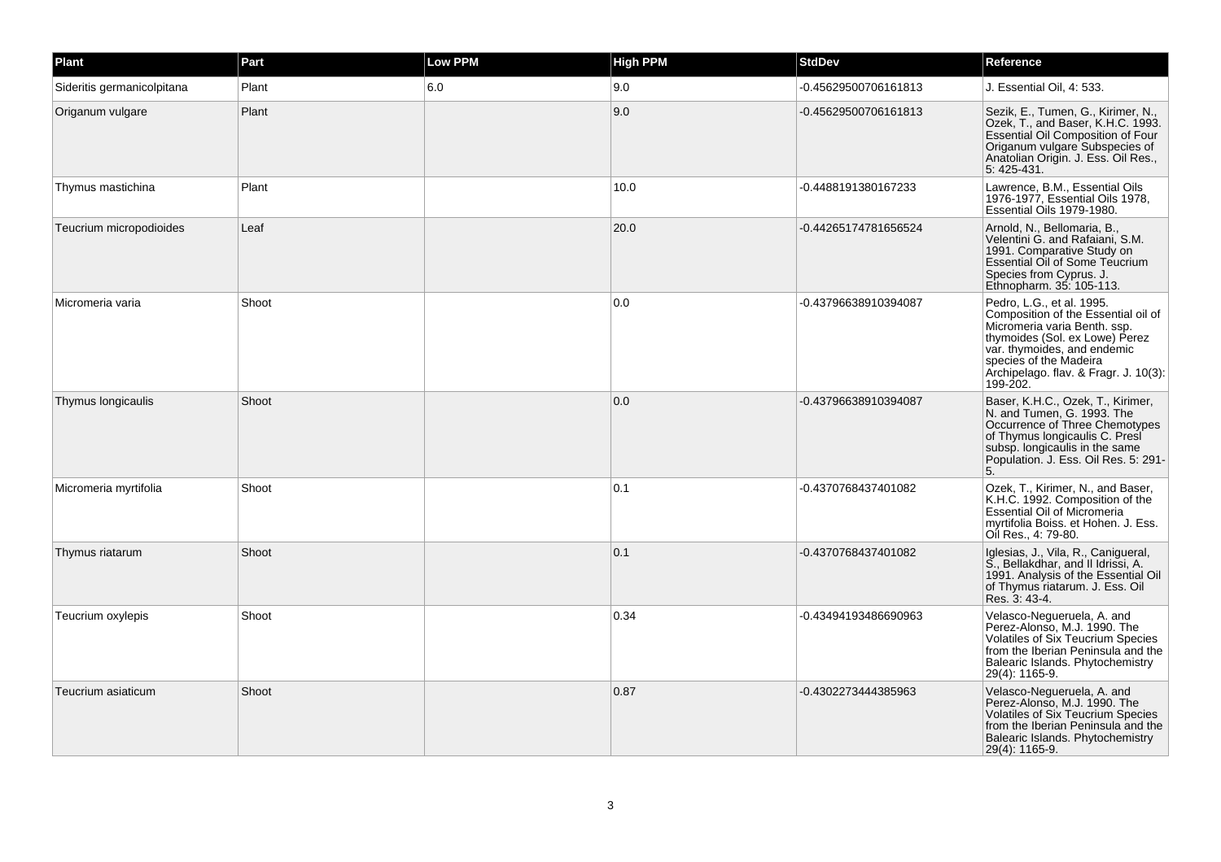| Plant | Part | Low PPM | High PPM | StdDev | Reference |
| --- | --- | --- | --- | --- | --- |
| Sideritis germanicolpitana | Plant | 6.0 | 9.0 | -0.45629500706161813 | J. Essential Oil, 4: 533. |
| Origanum vulgare | Plant | | 9.0 | -0.45629500706161813 | Sezik, E., Tumen, G., Kirimer, N., Ozek, T., and Baser, K.H.C. 1993. Essential Oil Composition of Four Origanum vulgare Subspecies of Anatolian Origin. J. Ess. Oil Res., 5: 425-431. |
| Thymus mastichina | Plant | | 10.0 | -0.4488191380167233 | Lawrence, B.M., Essential Oils 1976-1977, Essential Oils 1978, Essential Oils 1979-1980. |
| Teucrium micropodioides | Leaf | | 20.0 | -0.44265174781656524 | Arnold, N., Bellomaria, B., Velentini G. and Rafaiani, S.M. 1991. Comparative Study on Essential Oil of Some Teucrium Species from Cyprus. J. Ethnopharm. 35: 105-113. |
| Micromeria varia | Shoot | | 0.0 | -0.43796638910394087 | Pedro, L.G., et al. 1995. Composition of the Essential oil of Micromeria varia Benth. ssp. thymoides (Sol. ex Lowe) Perez var. thymoides, and endemic species of the Madeira Archipelago. flav. & Fragr. J. 10(3): 199-202. |
| Thymus longicaulis | Shoot | | 0.0 | -0.43796638910394087 | Baser, K.H.C., Ozek, T., Kirimer, N. and Tumen, G. 1993. The Occurrence of Three Chemotypes of Thymus longicaulis C. Presl subsp. longicaulis in the same Population. J. Ess. Oil Res. 5: 291-5. |
| Micromeria myrtifolia | Shoot | | 0.1 | -0.4370768437401082 | Ozek, T., Kirimer, N., and Baser, K.H.C. 1992. Composition of the Essential Oil of Micromeria myrtifolia Boiss. et Hohen. J. Ess. Oil Res., 4: 79-80. |
| Thymus riatarum | Shoot | | 0.1 | -0.4370768437401082 | Iglesias, J., Vila, R., Canigueral, S., Bellakdhar, and Il Idrissi, A. 1991. Analysis of the Essential Oil of Thymus riatarum. J. Ess. Oil Res. 3: 43-4. |
| Teucrium oxylepis | Shoot | | 0.34 | -0.43494193486690963 | Velasco-Negueruela, A. and Perez-Alonso, M.J. 1990. The Volatiles of Six Teucrium Species from the Iberian Peninsula and the Balearic Islands. Phytochemistry 29(4): 1165-9. |
| Teucrium asiaticum | Shoot | | 0.87 | -0.4302273444385963 | Velasco-Negueruela, A. and Perez-Alonso, M.J. 1990. The Volatiles of Six Teucrium Species from the Iberian Peninsula and the Balearic Islands. Phytochemistry 29(4): 1165-9. |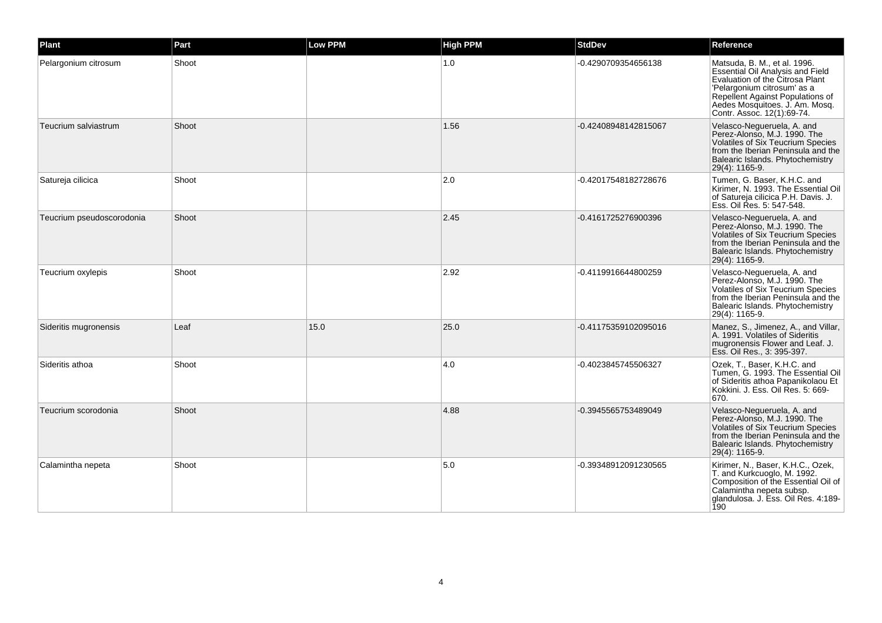| Plant | Part | Low PPM | High PPM | StdDev | Reference |
| --- | --- | --- | --- | --- | --- |
| Pelargonium citrosum | Shoot | | 1.0 | -0.4290709354656138 | Matsuda, B. M., et al. 1996. Essential Oil Analysis and Field Evaluation of the Citrosa Plant 'Pelargonium citrosum' as a Repellent Against Populations of Aedes Mosquitoes. J. Am. Mosq. Contr. Assoc. 12(1):69-74. |
| Teucrium salviastrum | Shoot | | 1.56 | -0.42408948142815067 | Velasco-Negueruela, A. and Perez-Alonso, M.J. 1990. The Volatiles of Six Teucrium Species from the Iberian Peninsula and the Balearic Islands. Phytochemistry 29(4): 1165-9. |
| Satureja cilicica | Shoot | | 2.0 | -0.42017548182728676 | Tumen, G. Baser, K.H.C. and Kirimer, N. 1993. The Essential Oil of Satureja cilicica P.H. Davis. J. Ess. Oil Res. 5: 547-548. |
| Teucrium pseudoscorodonia | Shoot | | 2.45 | -0.4161725276900396 | Velasco-Negueruela, A. and Perez-Alonso, M.J. 1990. The Volatiles of Six Teucrium Species from the Iberian Peninsula and the Balearic Islands. Phytochemistry 29(4): 1165-9. |
| Teucrium oxylepis | Shoot | | 2.92 | -0.4119916644800259 | Velasco-Negueruela, A. and Perez-Alonso, M.J. 1990. The Volatiles of Six Teucrium Species from the Iberian Peninsula and the Balearic Islands. Phytochemistry 29(4): 1165-9. |
| Sideritis mugronensis | Leaf | 15.0 | 25.0 | -0.41175359102095016 | Manez, S., Jimenez, A., and Villar, A. 1991. Volatiles of Sideritis mugronensis Flower and Leaf. J. Ess. Oil Res., 3: 395-397. |
| Sideritis athoa | Shoot | | 4.0 | -0.4023845745506327 | Ozek, T., Baser, K.H.C. and Tumen, G. 1993. The Essential Oil of Sideritis athoa Papanikolaou Et Kokkini. J. Ess. Oil Res. 5: 669-670. |
| Teucrium scorodonia | Shoot | | 4.88 | -0.3945565753489049 | Velasco-Negueruela, A. and Perez-Alonso, M.J. 1990. The Volatiles of Six Teucrium Species from the Iberian Peninsula and the Balearic Islands. Phytochemistry 29(4): 1165-9. |
| Calamintha nepeta | Shoot | | 5.0 | -0.39348912091230565 | Kirimer, N., Baser, K.H.C., Ozek, T. and Kurkcuoglo, M. 1992. Composition of the Essential Oil of Calamintha nepeta subsp. glandulosa. J. Ess. Oil Res. 4:189-190 |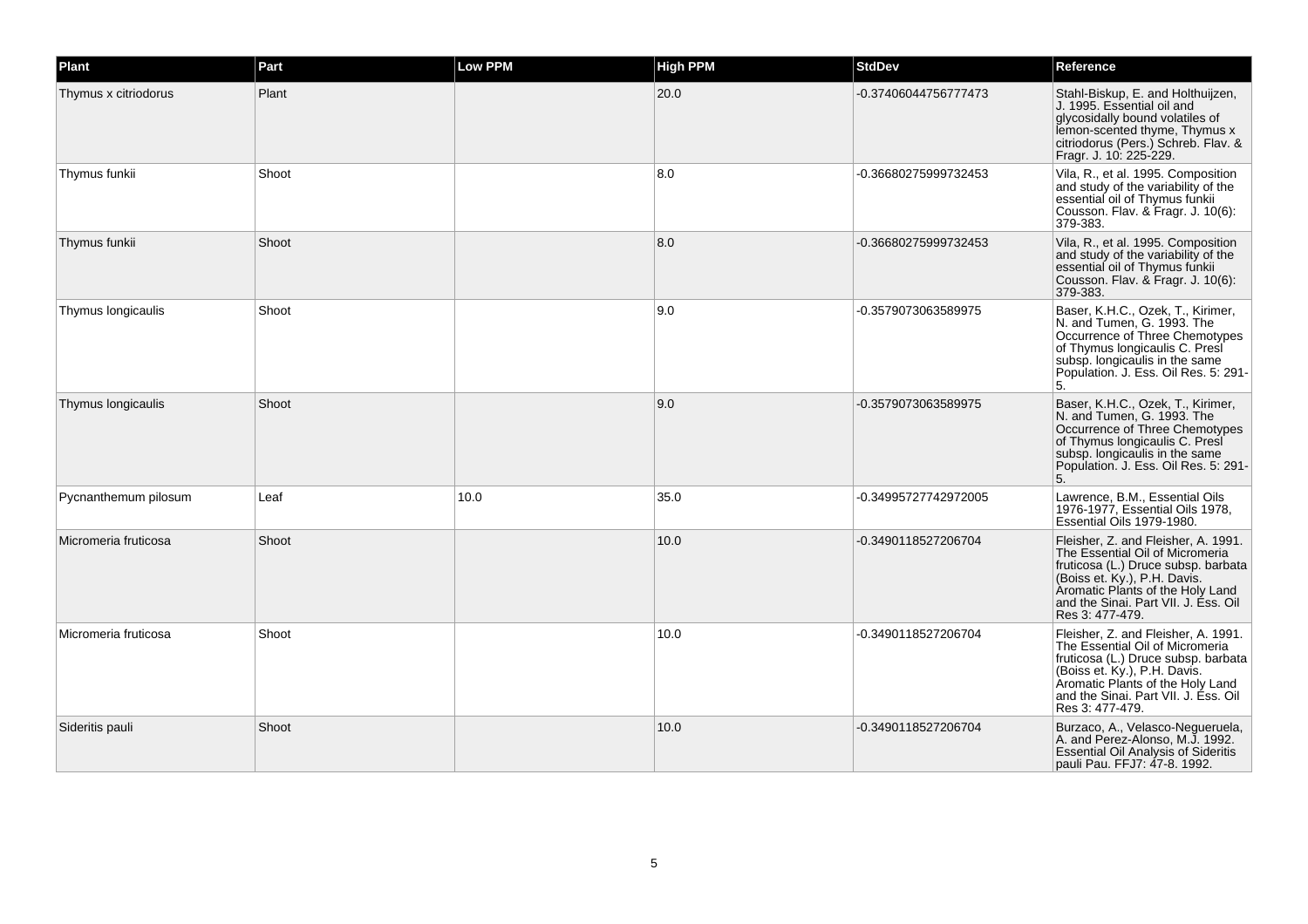| Plant | Part | Low PPM | High PPM | StdDev | Reference |
|---|---|---|---|---|---|
| Thymus x citriodorus | Plant | | 20.0 | -0.37406044756777473 | Stahl-Biskup, E. and Holthuijzen, J. 1995. Essential oil and glycosidally bound volatiles of lemon-scented thyme, Thymus x citriodorus (Pers.) Schreb. Flav. & Fragr. J. 10: 225-229. |
| Thymus funkii | Shoot | | 8.0 | -0.36680275999732453 | Vila, R., et al. 1995. Composition and study of the variability of the essential oil of Thymus funkii Cousson. Flav. & Fragr. J. 10(6): 379-383. |
| Thymus funkii | Shoot | | 8.0 | -0.36680275999732453 | Vila, R., et al. 1995. Composition and study of the variability of the essential oil of Thymus funkii Cousson. Flav. & Fragr. J. 10(6): 379-383. |
| Thymus longicaulis | Shoot | | 9.0 | -0.3579073063589975 | Baser, K.H.C., Ozek, T., Kirimer, N. and Tumen, G. 1993. The Occurrence of Three Chemotypes of Thymus longicaulis C. Presl subsp. longicaulis in the same Population. J. Ess. Oil Res. 5: 291-5. |
| Thymus longicaulis | Shoot | | 9.0 | -0.3579073063589975 | Baser, K.H.C., Ozek, T., Kirimer, N. and Tumen, G. 1993. The Occurrence of Three Chemotypes of Thymus longicaulis C. Presl subsp. longicaulis in the same Population. J. Ess. Oil Res. 5: 291-5. |
| Pycnanthemum pilosum | Leaf | 10.0 | 35.0 | -0.34995727742972005 | Lawrence, B.M., Essential Oils 1976-1977, Essential Oils 1978, Essential Oils 1979-1980. |
| Micromeria fruticosa | Shoot | | 10.0 | -0.3490118527206704 | Fleisher, Z. and Fleisher, A. 1991. The Essential Oil of Micromeria fruticosa (L.) Druce subsp. barbata (Boiss et. Ky.), P.H. Davis. Aromatic Plants of the Holy Land and the Sinai. Part VII. J. Ess. Oil Res 3: 477-479. |
| Micromeria fruticosa | Shoot | | 10.0 | -0.3490118527206704 | Fleisher, Z. and Fleisher, A. 1991. The Essential Oil of Micromeria fruticosa (L.) Druce subsp. barbata (Boiss et. Ky.), P.H. Davis. Aromatic Plants of the Holy Land and the Sinai. Part VII. J. Ess. Oil Res 3: 477-479. |
| Sideritis pauli | Shoot | | 10.0 | -0.3490118527206704 | Burzaco, A., Velasco-Negueruela, A. and Perez-Alonso, M.J. 1992. Essential Oil Analysis of Sideritis pauli Pau. FFJ7: 47-8. 1992. |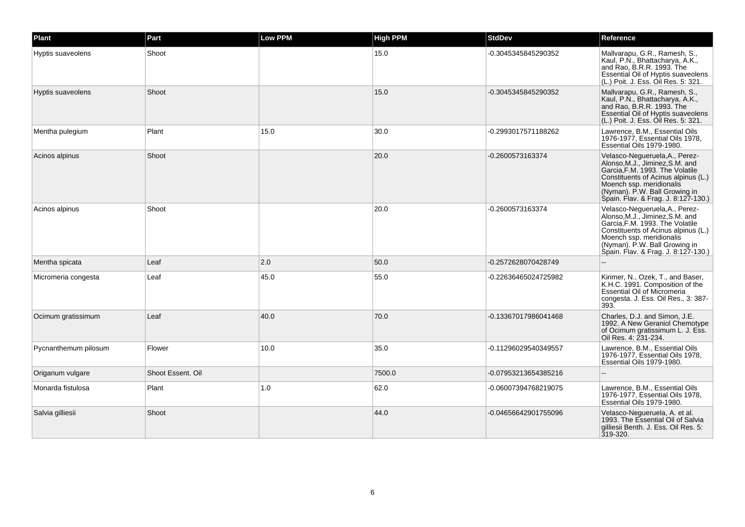| Plant | Part | Low PPM | High PPM | StdDev | Reference |
| --- | --- | --- | --- | --- | --- |
| Hyptis suaveolens | Shoot | | 15.0 | -0.3045345845290352 | Mallvarapu, G.R., Ramesh, S., Kaul, P.N., Bhattacharya, A.K., and Rao, B.R.R. 1993. The Essential Oil of Hyptis suaveolens (L.) Poit. J. Ess. Oil Res. 5: 321. |
| Hyptis suaveolens | Shoot | | 15.0 | -0.3045345845290352 | Mallvarapu, G.R., Ramesh, S., Kaul, P.N., Bhattacharya, A.K., and Rao, B.R.R. 1993. The Essential Oil of Hyptis suaveolens (L.) Poit. J. Ess. Oil Res. 5: 321. |
| Mentha pulegium | Plant | 15.0 | 30.0 | -0.2993017571188262 | Lawrence, B.M., Essential Oils 1976-1977, Essential Oils 1978, Essential Oils 1979-1980. |
| Acinos alpinus | Shoot | | 20.0 | -0.2600573163374 | Velasco-Negueruela,A., Perez-Alonso,M.J., Jiminez,S.M. and Garcia,F.M. 1993. The Volatile Constituents of Acinus alpinus (L.) Moench ssp. meridionalis (Nyman). P.W. Ball Growing in Spain. Flav. & Frag. J. 8:127-130.) |
| Acinos alpinus | Shoot | | 20.0 | -0.2600573163374 | Velasco-Negueruela,A., Perez-Alonso,M.J., Jiminez,S.M. and Garcia,F.M. 1993. The Volatile Constituents of Acinus alpinus (L.) Moench ssp. meridionalis (Nyman). P.W. Ball Growing in Spain. Flav. & Frag. J. 8:127-130.) |
| Mentha spicata | Leaf | 2.0 | 50.0 | -0.2572628070428749 | -- |
| Micromeria congesta | Leaf | 45.0 | 55.0 | -0.22636465024725982 | Kirimer, N., Ozek, T., and Baser, K.H.C. 1991. Composition of the Essential Oil of Micromeria congesta. J. Ess. Oil Res., 3: 387-393. |
| Ocimum gratissimum | Leaf | 40.0 | 70.0 | -0.13367017986041468 | Charles, D.J. and Simon, J.E. 1992. A New Geraniol Chemotype of Ocimum gratissimum L. J. Ess. Oil Res. 4: 231-234. |
| Pycnanthemum pilosum | Flower | 10.0 | 35.0 | -0.11296029540349557 | Lawrence, B.M., Essential Oils 1976-1977, Essential Oils 1978, Essential Oils 1979-1980. |
| Origanum vulgare | Shoot Essent. Oil | | 7500.0 | -0.07953213654385216 | -- |
| Monarda fistulosa | Plant | 1.0 | 62.0 | -0.06007394768219075 | Lawrence, B.M., Essential Oils 1976-1977, Essential Oils 1978, Essential Oils 1979-1980. |
| Salvia gilliesii | Shoot | | 44.0 | -0.04656642901755096 | Velasco-Negueruela, A. et al. 1993. The Essential Oil of Salvia gilliesii Benth. J. Ess. Oil Res. 5: 319-320. |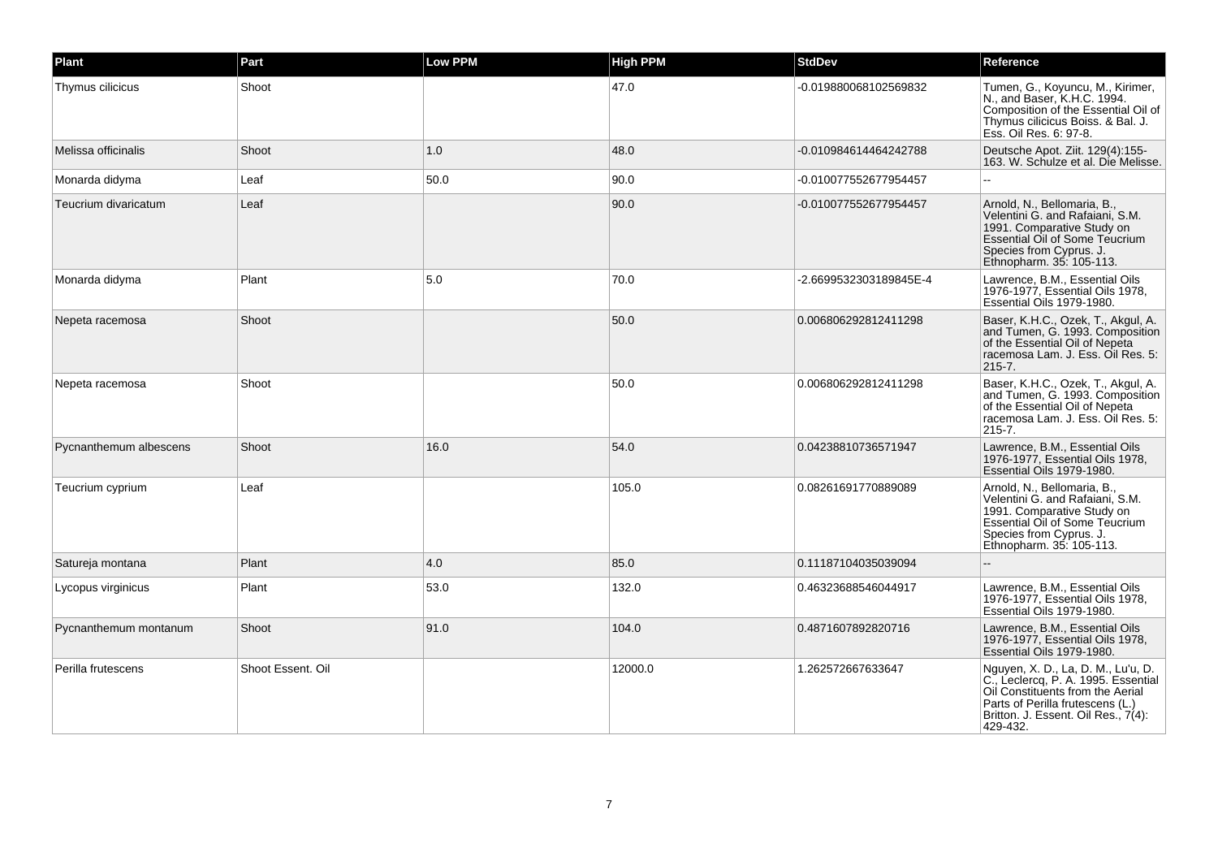| Plant | Part | Low PPM | High PPM | StdDev | Reference |
| --- | --- | --- | --- | --- | --- |
| Thymus cilicicus | Shoot | | 47.0 | -0.019880068102569832 | Tumen, G., Koyuncu, M., Kirimer, N., and Baser, K.H.C. 1994. Composition of the Essential Oil of Thymus cilicicus Boiss. & Bal. J. Ess. Oil Res. 6: 97-8. |
| Melissa officinalis | Shoot | 1.0 | 48.0 | -0.010984614464242788 | Deutsche Apot. Ziit. 129(4):155-163. W. Schulze et al. Die Melisse. |
| Monarda didyma | Leaf | 50.0 | 90.0 | -0.010077552677954457 | -- |
| Teucrium divaricatum | Leaf | | 90.0 | -0.010077552677954457 | Arnold, N., Bellomaria, B., Velentini G. and Rafaiani, S.M. 1991. Comparative Study on Essential Oil of Some Teucrium Species from Cyprus. J. Ethnopharm. 35: 105-113. |
| Monarda didyma | Plant | 5.0 | 70.0 | -2.6699532303189845E-4 | Lawrence, B.M., Essential Oils 1976-1977, Essential Oils 1978, Essential Oils 1979-1980. |
| Nepeta racemosa | Shoot | | 50.0 | 0.006806292812411298 | Baser, K.H.C., Ozek, T., Akgul, A. and Tumen, G. 1993. Composition of the Essential Oil of Nepeta racemosa Lam. J. Ess. Oil Res. 5: 215-7. |
| Nepeta racemosa | Shoot | | 50.0 | 0.006806292812411298 | Baser, K.H.C., Ozek, T., Akgul, A. and Tumen, G. 1993. Composition of the Essential Oil of Nepeta racemosa Lam. J. Ess. Oil Res. 5: 215-7. |
| Pycnanthemum albescens | Shoot | 16.0 | 54.0 | 0.04238810736571947 | Lawrence, B.M., Essential Oils 1976-1977, Essential Oils 1978, Essential Oils 1979-1980. |
| Teucrium cyprium | Leaf | | 105.0 | 0.08261691770889089 | Arnold, N., Bellomaria, B., Velentini G. and Rafaiani, S.M. 1991. Comparative Study on Essential Oil of Some Teucrium Species from Cyprus. J. Ethnopharm. 35: 105-113. |
| Satureja montana | Plant | 4.0 | 85.0 | 0.11187104035039094 | -- |
| Lycopus virginicus | Plant | 53.0 | 132.0 | 0.46323688546044917 | Lawrence, B.M., Essential Oils 1976-1977, Essential Oils 1978, Essential Oils 1979-1980. |
| Pycnanthemum montanum | Shoot | 91.0 | 104.0 | 0.4871607892820716 | Lawrence, B.M., Essential Oils 1976-1977, Essential Oils 1978, Essential Oils 1979-1980. |
| Perilla frutescens | Shoot Essent. Oil | | 12000.0 | 1.262572667633647 | Nguyen, X. D., La, D. M., Lu'u, D. C., Leclercq, P. A. 1995. Essential Oil Constituents from the Aerial Parts of Perilla frutescens (L.) Britton. J. Essent. Oil Res., 7(4): 429-432. |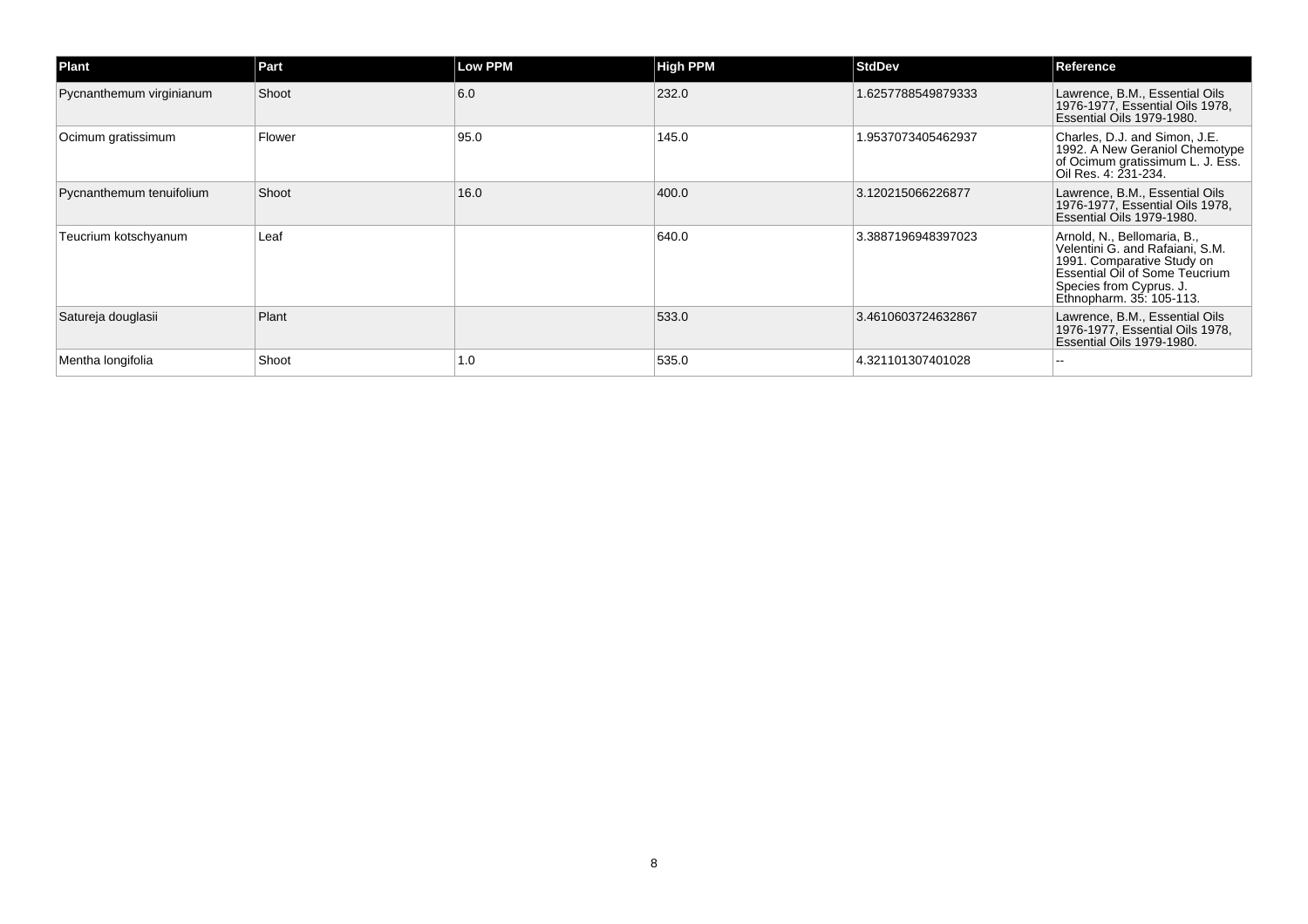| Plant | Part | Low PPM | High PPM | StdDev | Reference |
| --- | --- | --- | --- | --- | --- |
| Pycnanthemum virginianum | Shoot | 6.0 | 232.0 | 1.6257788549879333 | Lawrence, B.M., Essential Oils 1976-1977, Essential Oils 1978, Essential Oils 1979-1980. |
| Ocimum gratissimum | Flower | 95.0 | 145.0 | 1.9537073405462937 | Charles, D.J. and Simon, J.E. 1992. A New Geraniol Chemotype of Ocimum gratissimum L. J. Ess. Oil Res. 4: 231-234. |
| Pycnanthemum tenuifolium | Shoot | 16.0 | 400.0 | 3.120215066226877 | Lawrence, B.M., Essential Oils 1976-1977, Essential Oils 1978, Essential Oils 1979-1980. |
| Teucrium kotschyanum | Leaf | | 640.0 | 3.3887196948397023 | Arnold, N., Bellomaria, B., Velentini G. and Rafaiani, S.M. 1991. Comparative Study on Essential Oil of Some Teucrium Species from Cyprus. J. Ethnopharm. 35: 105-113. |
| Satureja douglasii | Plant | | 533.0 | 3.4610603724632867 | Lawrence, B.M., Essential Oils 1976-1977, Essential Oils 1978, Essential Oils 1979-1980. |
| Mentha longifolia | Shoot | 1.0 | 535.0 | 4.321101307401028 | -- |